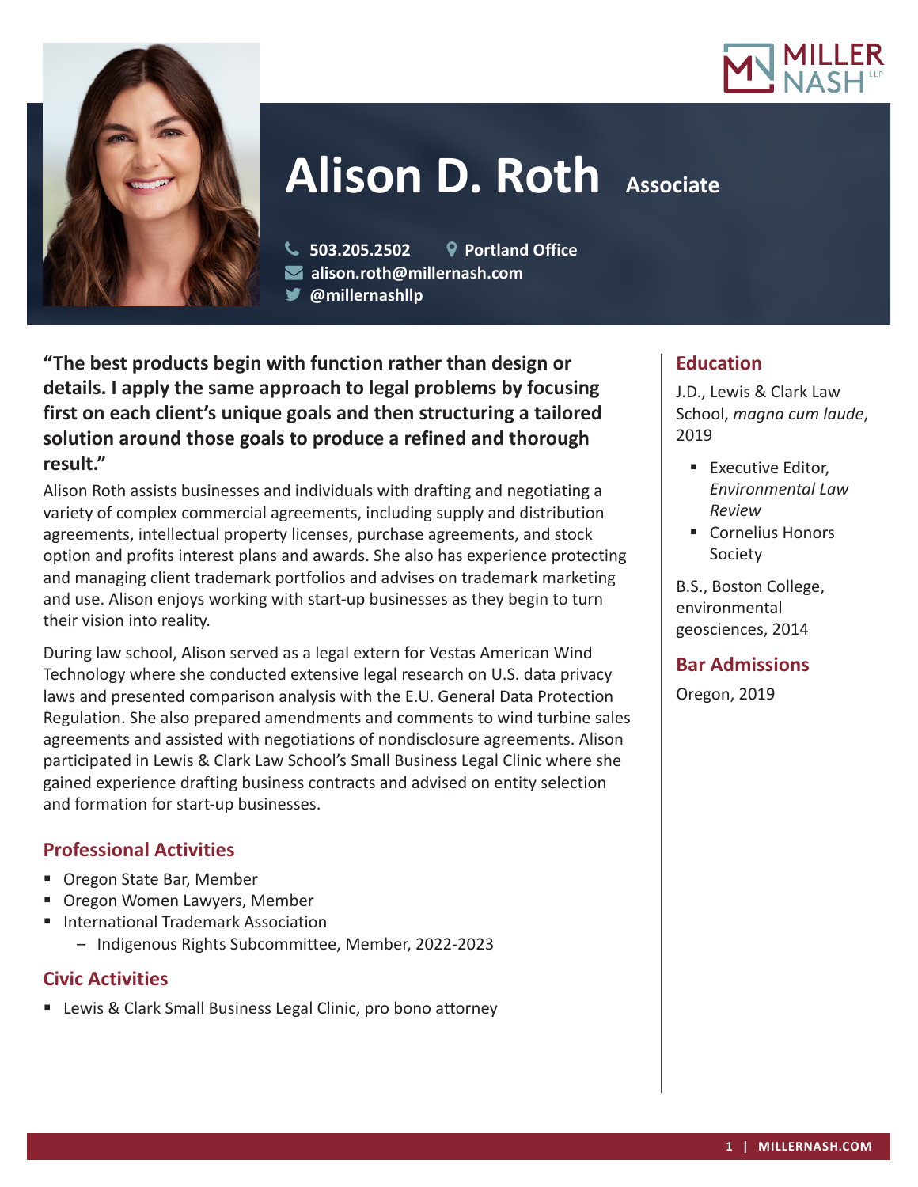# Alison D. Roth

**Associate**

503.205.2502 | Portland Office
alison.roth@millernash.com
@millernashllp

**"The best products begin with function rather than design or details. I apply the same approach to legal problems by focusing first on each client's unique goals and then structuring a tailored solution around those goals to produce a refined and thorough result."**

Alison Roth assists businesses and individuals with drafting and negotiating a variety of complex commercial agreements, including supply and distribution agreements, intellectual property licenses, purchase agreements, and stock option and profits interest plans and awards. She also has experience protecting and managing client trademark portfolios and advises on trademark marketing and use. Alison enjoys working with start-up businesses as they begin to turn their vision into reality.

During law school, Alison served as a legal extern for Vestas American Wind Technology where she conducted extensive legal research on U.S. data privacy laws and presented comparison analysis with the E.U. General Data Protection Regulation. She also prepared amendments and comments to wind turbine sales agreements and assisted with negotiations of nondisclosure agreements. Alison participated in Lewis & Clark Law School's Small Business Legal Clinic where she gained experience drafting business contracts and advised on entity selection and formation for start-up businesses.

## Professional Activities

- Oregon State Bar, Member
- Oregon Women Lawyers, Member
- International Trademark Association
  - Indigenous Rights Subcommittee, Member, 2022-2023

## Civic Activities

- Lewis & Clark Small Business Legal Clinic, pro bono attorney

## Education

J.D., Lewis & Clark Law School, *magna cum laude*, 2019

- Executive Editor, *Environmental Law Review*
- Cornelius Honors Society

B.S., Boston College, environmental geosciences, 2014

## Bar Admissions

Oregon, 2019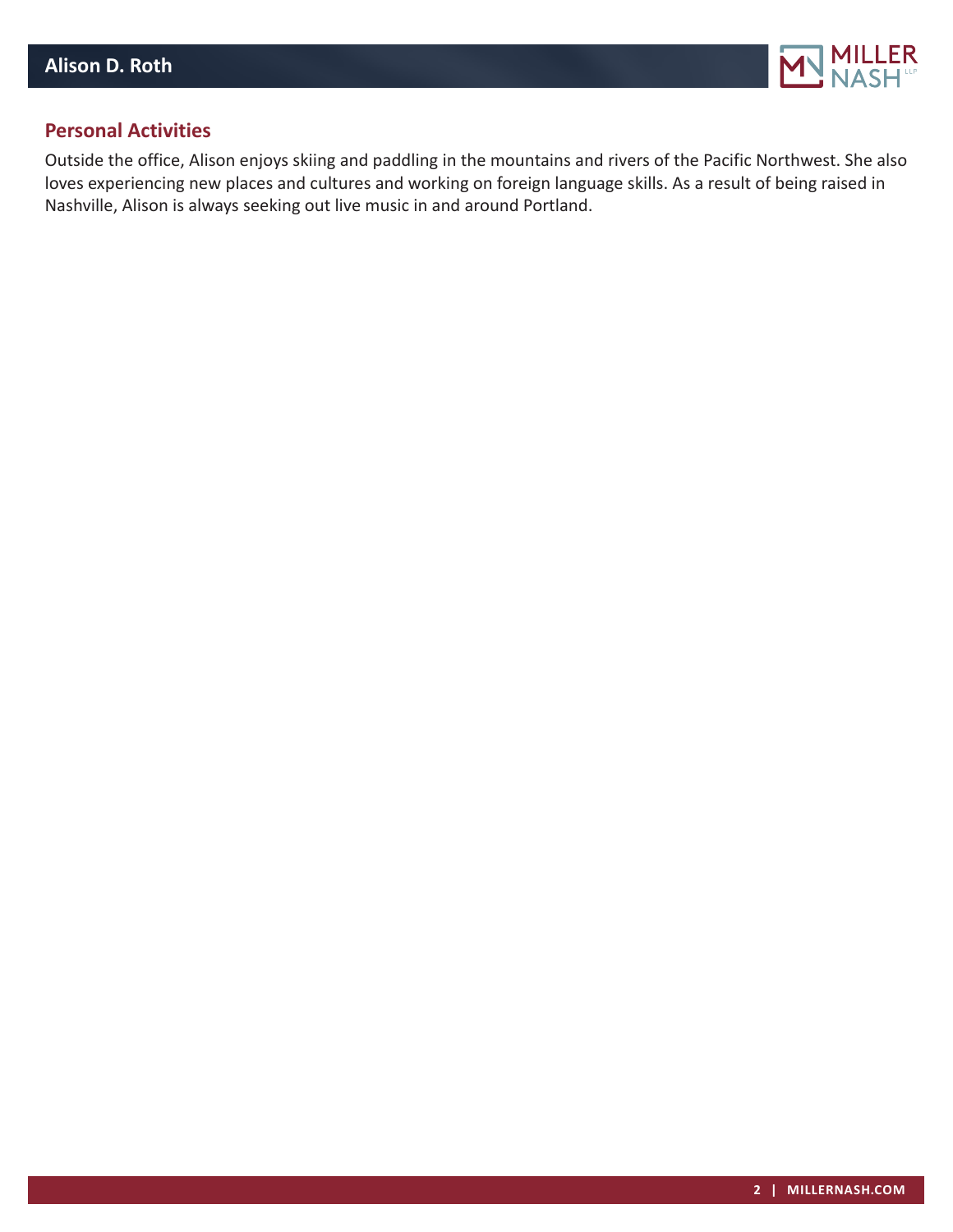## Personal Activities

Outside the office, Alison enjoys skiing and paddling in the mountains and rivers of the Pacific Northwest. She also loves experiencing new places and cultures and working on foreign language skills. As a result of being raised in Nashville, Alison is always seeking out live music in and around Portland.